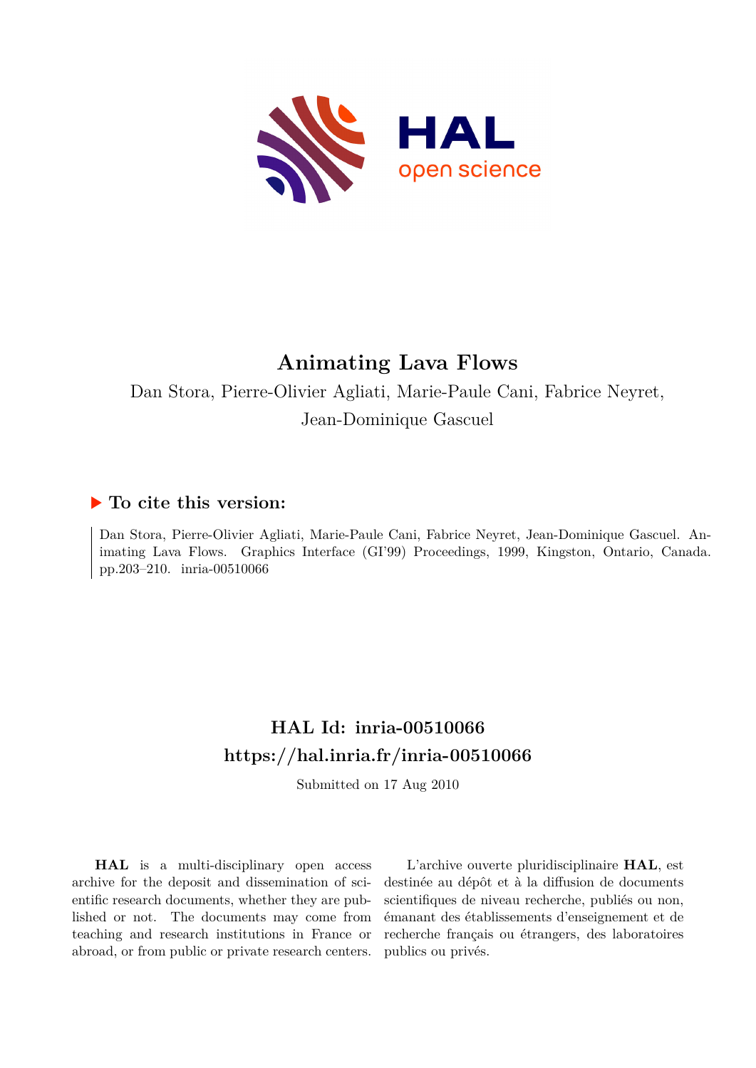# Animating Lava Flows

Dan Stora, Pierre-Olivier Agliati, Marie-Paule Cani, Fabrice Neyret, Jean-Dominique Gascuel

## ▶ To cite this version:

Dan Stora, Pierre-Olivier Agliati, Marie-Paule Cani, Fabrice Neyret, Jean-Dominique Gascuel. Animating Lava Flows. Graphics Interface (GI'99) Proceedings, 1999, Kingston, Ontario, Canada. pp.203–210. inria-00510066

## HAL Id: inria-00510066
## https://hal.inria.fr/inria-00510066

Submitted on 17 Aug 2010

**HAL** is a multi-disciplinary open access archive for the deposit and dissemination of scientific research documents, whether they are published or not. The documents may come from teaching and research institutions in France or abroad, or from public or private research centers.

L'archive ouverte pluridisciplinaire **HAL**, est destinée au dépôt et à la diffusion de documents scientifiques de niveau recherche, publiés ou non, émanant des établissements d'enseignement et de recherche français ou étrangers, des laboratoires publics ou privés.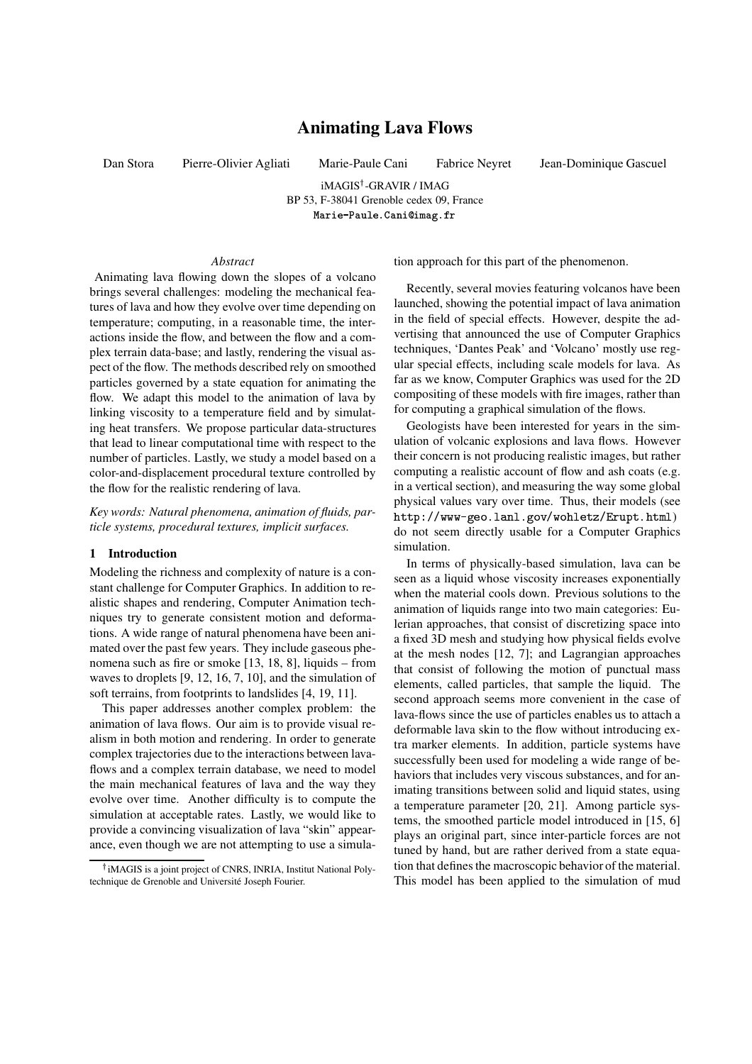# Animating Lava Flows

Dan Stora Pierre-Olivier Agliati Marie-Paule Cani Fabrice Neyret Jean-Dominique Gascuel

iMAGIS[†]-GRAVIR / IMAG
BP 53, F-38041 Grenoble cedex 09, France
Marie-Paule.Cani@imag.fr

*Abstract*

Animating lava flowing down the slopes of a volcano brings several challenges: modeling the mechanical features of lava and how they evolve over time depending on temperature; computing, in a reasonable time, the interactions inside the flow, and between the flow and a complex terrain data-base; and lastly, rendering the visual aspect of the flow. The methods described rely on smoothed particles governed by a state equation for animating the flow. We adapt this model to the animation of lava by linking viscosity to a temperature field and by simulating heat transfers. We propose particular data-structures that lead to linear computational time with respect to the number of particles. Lastly, we study a model based on a color-and-displacement procedural texture controlled by the flow for the realistic rendering of lava.

*Key words: Natural phenomena, animation of fluids, particle systems, procedural textures, implicit surfaces.*

## 1 Introduction

Modeling the richness and complexity of nature is a constant challenge for Computer Graphics. In addition to realistic shapes and rendering, Computer Animation techniques try to generate consistent motion and deformations. A wide range of natural phenomena have been animated over the past few years. They include gaseous phenomena such as fire or smoke [13, 18, 8], liquids – from waves to droplets [9, 12, 16, 7, 10], and the simulation of soft terrains, from footprints to landslides [4, 19, 11].

This paper addresses another complex problem: the animation of lava flows. Our aim is to provide visual realism in both motion and rendering. In order to generate complex trajectories due to the interactions between lava-flows and a complex terrain database, we need to model the main mechanical features of lava and the way they evolve over time. Another difficulty is to compute the simulation at acceptable rates. Lastly, we would like to provide a convincing visualization of lava "skin" appearance, even though we are not attempting to use a simulation approach for this part of the phenomenon.

Recently, several movies featuring volcanos have been launched, showing the potential impact of lava animation in the field of special effects. However, despite the advertising that announced the use of Computer Graphics techniques, 'Dantes Peak' and 'Volcano' mostly use regular special effects, including scale models for lava. As far as we know, Computer Graphics was used for the 2D compositing of these models with fire images, rather than for computing a graphical simulation of the flows.

Geologists have been interested for years in the simulation of volcanic explosions and lava flows. However their concern is not producing realistic images, but rather computing a realistic account of flow and ash coats (e.g. in a vertical section), and measuring the way some global physical values vary over time. Thus, their models (see http://www-geo.lanl.gov/wohletz/Erupt.html) do not seem directly usable for a Computer Graphics simulation.

In terms of physically-based simulation, lava can be seen as a liquid whose viscosity increases exponentially when the material cools down. Previous solutions to the animation of liquids range into two main categories: Eulerian approaches, that consist of discretizing space into a fixed 3D mesh and studying how physical fields evolve at the mesh nodes [12, 7]; and Lagrangian approaches that consist of following the motion of punctual mass elements, called particles, that sample the liquid. The second approach seems more convenient in the case of lava-flows since the use of particles enables us to attach a deformable lava skin to the flow without introducing extra marker elements. In addition, particle systems have successfully been used for modeling a wide range of behaviors that includes very viscous substances, and for animating transitions between solid and liquid states, using a temperature parameter [20, 21]. Among particle systems, the smoothed particle model introduced in [15, 6] plays an original part, since inter-particle forces are not tuned by hand, but are rather derived from a state equation that defines the macroscopic behavior of the material. This model has been applied to the simulation of mud

[†] iMAGIS is a joint project of CNRS, INRIA, Institut National Polytechnique de Grenoble and Université Joseph Fourier.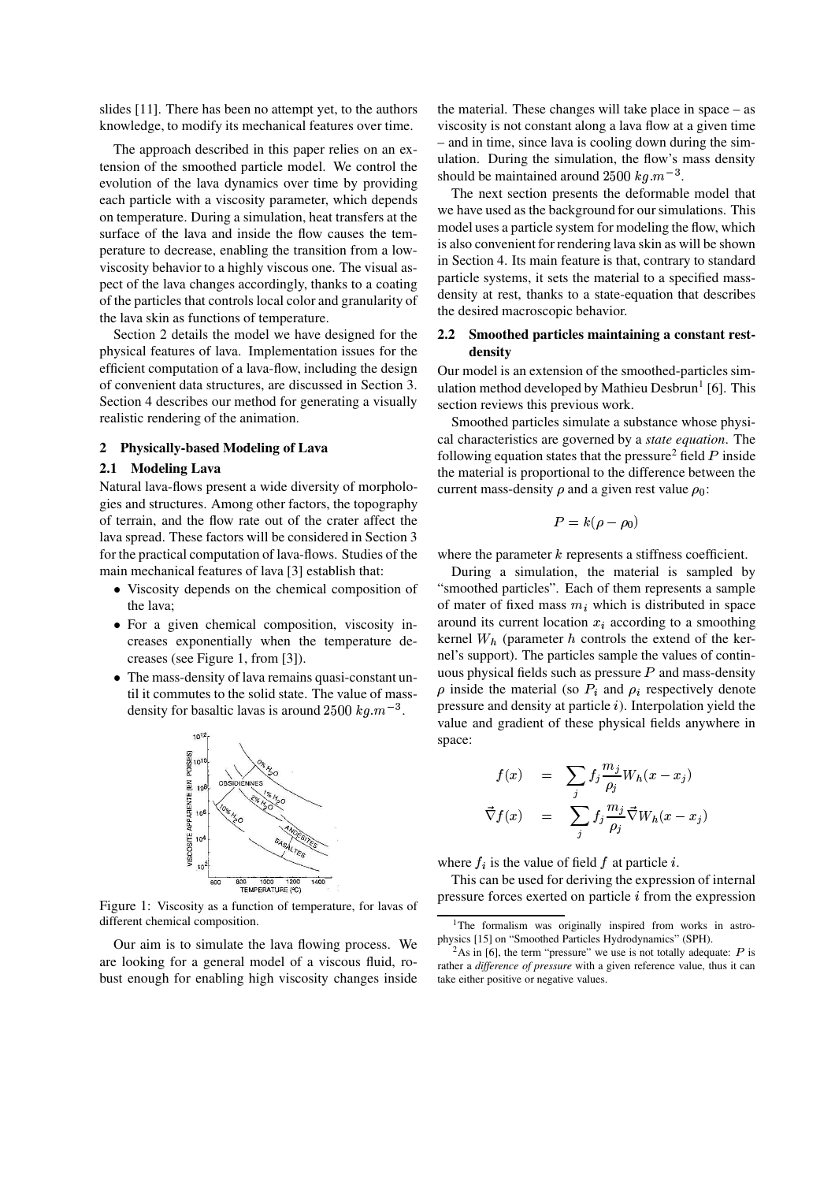slides [11]. There has been no attempt yet, to the authors knowledge, to modify its mechanical features over time.

The approach described in this paper relies on an extension of the smoothed particle model. We control the evolution of the lava dynamics over time by providing each particle with a viscosity parameter, which depends on temperature. During a simulation, heat transfers at the surface of the lava and inside the flow causes the temperature to decrease, enabling the transition from a low-viscosity behavior to a highly viscous one. The visual aspect of the lava changes accordingly, thanks to a coating of the particles that controls local color and granularity of the lava skin as functions of temperature.

Section 2 details the model we have designed for the physical features of lava. Implementation issues for the efficient computation of a lava-flow, including the design of convenient data structures, are discussed in Section 3. Section 4 describes our method for generating a visually realistic rendering of the animation.

## 2 Physically-based Modeling of Lava

### 2.1 Modeling Lava

Natural lava-flows present a wide diversity of morphologies and structures. Among other factors, the topography of terrain, and the flow rate out of the crater affect the lava spread. These factors will be considered in Section 3 for the practical computation of lava-flows. Studies of the main mechanical features of lava [3] establish that:

- Viscosity depends on the chemical composition of the lava;
- For a given chemical composition, viscosity increases exponentially when the temperature decreases (see Figure 1, from [3]).
- The mass-density of lava remains quasi-constant until it commutes to the solid state. The value of mass-density for basaltic lavas is around $2500\ kg.m^{-3}$.

VISCOSITE APPARENTE (EN POISES)
$10^{12}$
$10^{10}$
$10^{8}$
$10^{6}$
$10^{4}$
$10^{2}$
0% H2O
OBSIDIENNES
1% H2O
2% H2O
10% H2O
ANDESITES
BASALTES
600 800 1000 1200 1400
TEMPERATURE (°C)

Figure 1: Viscosity as a function of temperature, for lavas of different chemical composition.

Our aim is to simulate the lava flowing process. We are looking for a general model of a viscous fluid, robust enough for enabling high viscosity changes inside the material. These changes will take place in space – as viscosity is not constant along a lava flow at a given time – and in time, since lava is cooling down during the simulation. During the simulation, the flow's mass density should be maintained around $2500\ kg.m^{-3}$.

The next section presents the deformable model that we have used as the background for our simulations. This model uses a particle system for modeling the flow, which is also convenient for rendering lava skin as will be shown in Section 4. Its main feature is that, contrary to standard particle systems, it sets the material to a specified mass-density at rest, thanks to a state-equation that describes the desired macroscopic behavior.

### 2.2 Smoothed particles maintaining a constant rest-density

Our model is an extension of the smoothed-particles simulation method developed by Mathieu Desbrun[1] [6]. This section reviews this previous work.

Smoothed particles simulate a substance whose physical characteristics are governed by a *state equation*. The following equation states that the pressure[2] field $P$ inside the material is proportional to the difference between the current mass-density $\rho$ and a given rest value $\rho_0$:

$$P = k(\rho - \rho_0)$$

where the parameter $k$ represents a stiffness coefficient.

During a simulation, the material is sampled by "smoothed particles". Each of them represents a sample of mater of fixed mass $m_i$ which is distributed in space around its current location $x_i$ according to a smoothing kernel $W_h$ (parameter $h$ controls the extend of the kernel's support). The particles sample the values of continuous physical fields such as pressure $P$ and mass-density $\rho$ inside the material (so $P_i$ and $\rho_i$ respectively denote pressure and density at particle $i$). Interpolation yield the value and gradient of these physical fields anywhere in space:

$$\begin{aligned} f(x) &= \sum_j f_j \frac{m_j}{\rho_j} W_h(x - x_j) \\ \vec{\nabla} f(x) &= \sum_j f_j \frac{m_j}{\rho_j} \vec{\nabla} W_h(x - x_j) \end{aligned}$$

where $f_i$ is the value of field $f$ at particle $i$.

This can be used for deriving the expression of internal pressure forces exerted on particle $i$ from the expression

[1] The formalism was originally inspired from works in astrophysics [15] on "Smoothed Particles Hydrodynamics" (SPH).

[2] As in [6], the term "pressure" we use is not totally adequate: $P$ is rather a *difference of pressure* with a given reference value, thus it can take either positive or negative values.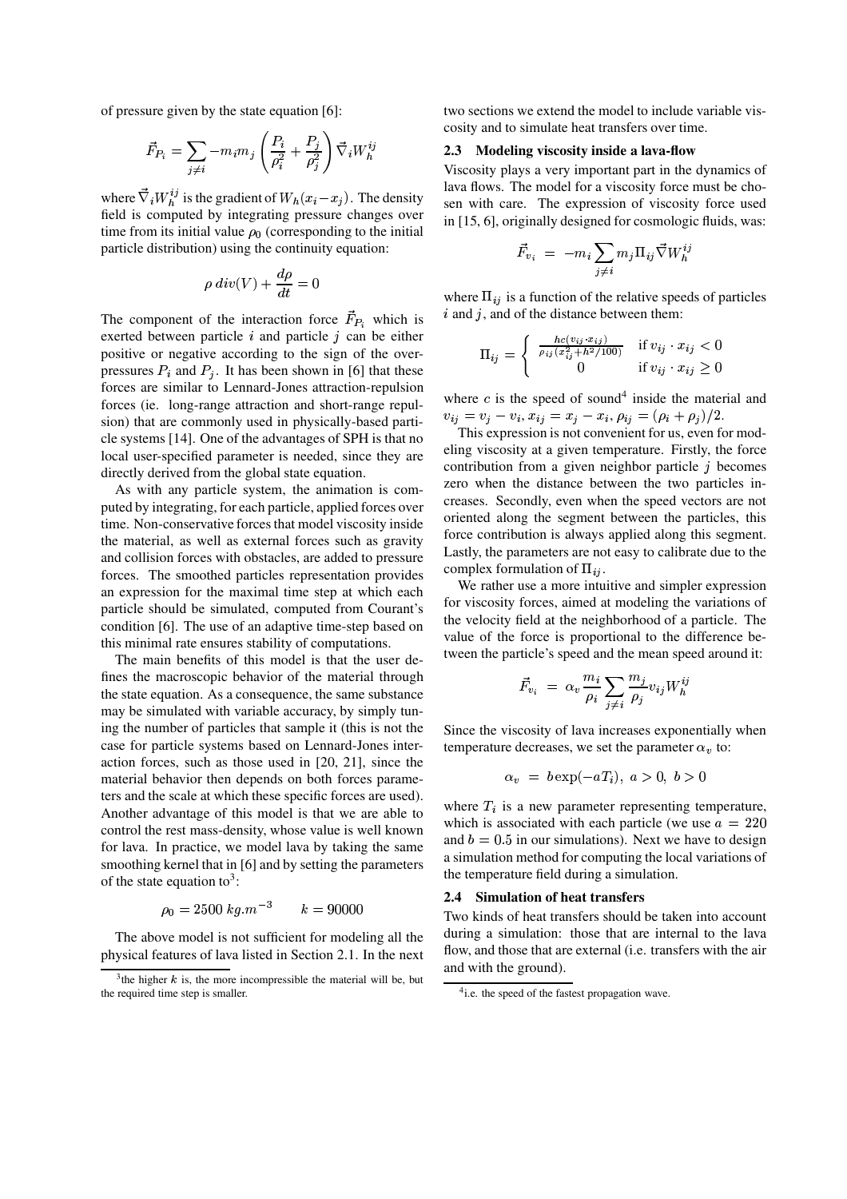of pressure given by the state equation [6]:

$$\vec{F}_{P_i} = \sum_{j \neq i} -m_i m_j \left( \frac{P_i}{\rho_i^2} + \frac{P_j}{\rho_j^2} \right) \vec{\nabla}_i W_h^{ij}$$

where $\vec{\nabla}_i W_h^{ij}$ is the gradient of $W_h(x_i - x_j)$. The density field is computed by integrating pressure changes over time from its initial value $\rho_0$ (corresponding to the initial particle distribution) using the continuity equation:

$$\rho \, div(V) + \frac{d\rho}{dt} = 0$$

The component of the interaction force $\vec{F}_{P_i}$ which is exerted between particle $i$ and particle $j$ can be either positive or negative according to the sign of the over-pressures $P_i$ and $P_j$. It has been shown in [6] that these forces are similar to Lennard-Jones attraction-repulsion forces (ie. long-range attraction and short-range repulsion) that are commonly used in physically-based particle systems [14]. One of the advantages of SPH is that no local user-specified parameter is needed, since they are directly derived from the global state equation.

As with any particle system, the animation is computed by integrating, for each particle, applied forces over time. Non-conservative forces that model viscosity inside the material, as well as external forces such as gravity and collision forces with obstacles, are added to pressure forces. The smoothed particles representation provides an expression for the maximal time step at which each particle should be simulated, computed from Courant's condition [6]. The use of an adaptive time-step based on this minimal rate ensures stability of computations.

The main benefits of this model is that the user defines the macroscopic behavior of the material through the state equation. As a consequence, the same substance may be simulated with variable accuracy, by simply tuning the number of particles that sample it (this is not the case for particle systems based on Lennard-Jones interaction forces, such as those used in [20, 21], since the material behavior then depends on both forces parameters and the scale at which these specific forces are used). Another advantage of this model is that we are able to control the rest mass-density, whose value is well known for lava. In practice, we model lava by taking the same smoothing kernel that in [6] and by setting the parameters of the state equation to[3]:

$$\rho_0 = 2500 \; kg.m^{-3} \qquad k = 90000$$

The above model is not sufficient for modeling all the physical features of lava listed in Section 2.1. In the next two sections we extend the model to include variable viscosity and to simulate heat transfers over time.

[3] the higher $k$ is, the more incompressible the material will be, but the required time step is smaller.

### 2.3 Modeling viscosity inside a lava-flow

Viscosity plays a very important part in the dynamics of lava flows. The model for a viscosity force must be chosen with care. The expression of viscosity force used in [15, 6], originally designed for cosmologic fluids, was:

$$\vec{F}_{v_i} \; = \; -m_i \sum_{j \neq i} m_j \Pi_{ij} \vec{\nabla} W_h^{ij}$$

where $\Pi_{ij}$ is a function of the relative speeds of particles $i$ and $j$, and of the distance between them:

$$\Pi_{ij} = \begin{cases} \frac{hc(v_{ij} \cdot x_{ij})}{\rho_{ij}(x_{ij}^2 + h^2/100)} & \text{if } v_{ij} \cdot x_{ij} < 0 \\ 0 & \text{if } v_{ij} \cdot x_{ij} \geq 0 \end{cases}$$

where $c$ is the speed of sound[4] inside the material and $v_{ij} = v_j - v_i, x_{ij} = x_j - x_i, \rho_{ij} = (\rho_i + \rho_j)/2$.

This expression is not convenient for us, even for modeling viscosity at a given temperature. Firstly, the force contribution from a given neighbor particle $j$ becomes zero when the distance between the two particles increases. Secondly, even when the speed vectors are not oriented along the segment between the particles, this force contribution is always applied along this segment. Lastly, the parameters are not easy to calibrate due to the complex formulation of $\Pi_{ij}$.

We rather use a more intuitive and simpler expression for viscosity forces, aimed at modeling the variations of the velocity field at the neighborhood of a particle. The value of the force is proportional to the difference between the particle's speed and the mean speed around it:

$$\vec{F}_{v_i} \; = \; \alpha_v \frac{m_i}{\rho_i} \sum_{j \neq i} \frac{m_j}{\rho_j} v_{ij} W_h^{ij}$$

Since the viscosity of lava increases exponentially when temperature decreases, we set the parameter $\alpha_v$ to:

$$\alpha_v \; = \; b \exp(-aT_i), \; a > 0, \; b > 0$$

where $T_i$ is a new parameter representing temperature, which is associated with each particle (we use $a = 220$ and $b = 0.5$ in our simulations). Next we have to design a simulation method for computing the local variations of the temperature field during a simulation.

### 2.4 Simulation of heat transfers

Two kinds of heat transfers should be taken into account during a simulation: those that are internal to the lava flow, and those that are external (i.e. transfers with the air and with the ground).

[4] i.e. the speed of the fastest propagation wave.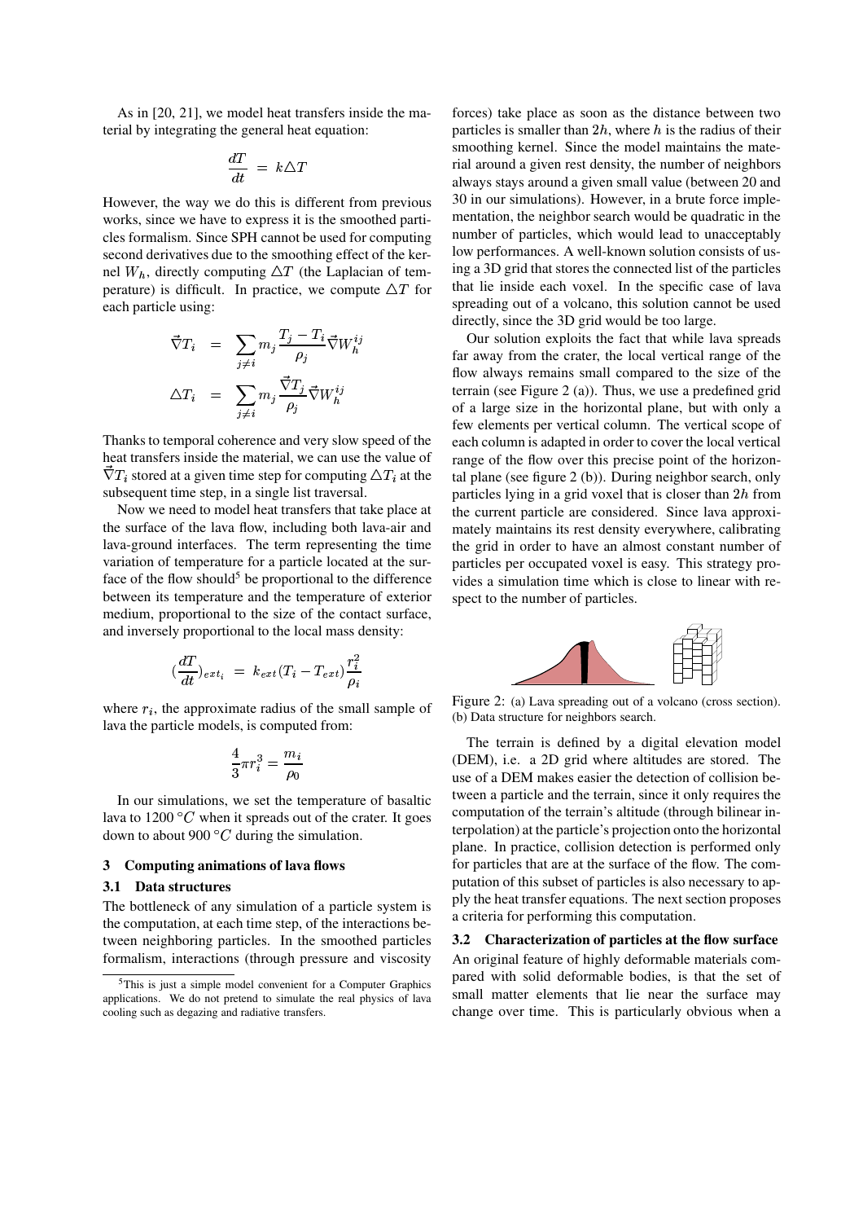As in [20, 21], we model heat transfers inside the material by integrating the general heat equation:

$$\frac{dT}{dt} = k\triangle T$$

However, the way we do this is different from previous works, since we have to express it is the smoothed particles formalism. Since SPH cannot be used for computing second derivatives due to the smoothing effect of the kernel $W_h$, directly computing $\triangle T$ (the Laplacian of temperature) is difficult. In practice, we compute $\triangle T$ for each particle using:

$$\vec{\nabla} T_i = \sum_{j \neq i} m_j \frac{T_j - T_i}{\rho_j} \vec{\nabla} W_h^{ij}$$

$$\triangle T_i = \sum_{j \neq i} m_j \frac{\vec{\nabla} T_j}{\rho_j} \vec{\nabla} W_h^{ij}$$

Thanks to temporal coherence and very slow speed of the heat transfers inside the material, we can use the value of $\vec{\nabla} T_i$ stored at a given time step for computing $\triangle T_i$ at the subsequent time step, in a single list traversal.

Now we need to model heat transfers that take place at the surface of the lava flow, including both lava-air and lava-ground interfaces. The term representing the time variation of temperature for a particle located at the surface of the flow should[5] be proportional to the difference between its temperature and the temperature of exterior medium, proportional to the size of the contact surface, and inversely proportional to the local mass density:

$$\left(\frac{dT}{dt}\right)_{ext_i} = k_{ext}(T_i - T_{ext})\frac{r_i^2}{\rho_i}$$

where $r_i$, the approximate radius of the small sample of lava the particle models, is computed from:

$$\frac{4}{3}\pi r_i^3 = \frac{m_i}{\rho_0}$$

In our simulations, we set the temperature of basaltic lava to 1200 $°C$ when it spreads out of the crater. It goes down to about 900 $°C$ during the simulation.

## 3 Computing animations of lava flows

### 3.1 Data structures

The bottleneck of any simulation of a particle system is the computation, at each time step, of the interactions between neighboring particles. In the smoothed particles formalism, interactions (through pressure and viscosity forces) take place as soon as the distance between two particles is smaller than $2h$, where $h$ is the radius of their smoothing kernel. Since the model maintains the material around a given rest density, the number of neighbors always stays around a given small value (between 20 and 30 in our simulations). However, in a brute force implementation, the neighbor search would be quadratic in the number of particles, which would lead to unacceptably low performances. A well-known solution consists of using a 3D grid that stores the connected list of the particles that lie inside each voxel. In the specific case of lava spreading out of a volcano, this solution cannot be used directly, since the 3D grid would be too large.

Our solution exploits the fact that while lava spreads far away from the crater, the local vertical range of the flow always remains small compared to the size of the terrain (see Figure 2 (a)). Thus, we use a predefined grid of a large size in the horizontal plane, but with only a few elements per vertical column. The vertical scope of each column is adapted in order to cover the local vertical range of the flow over this precise point of the horizontal plane (see figure 2 (b)). During neighbor search, only particles lying in a grid voxel that is closer than $2h$ from the current particle are considered. Since lava approximately maintains its rest density everywhere, calibrating the grid in order to have an almost constant number of particles per occupated voxel is easy. This strategy provides a simulation time which is close to linear with respect to the number of particles.

Figure 2: (a) Lava spreading out of a volcano (cross section). (b) Data structure for neighbors search.

The terrain is defined by a digital elevation model (DEM), i.e. a 2D grid where altitudes are stored. The use of a DEM makes easier the detection of collision between a particle and the terrain, since it only requires the computation of the terrain's altitude (through bilinear interpolation) at the particle's projection onto the horizontal plane. In practice, collision detection is performed only for particles that are at the surface of the flow. The computation of this subset of particles is also necessary to apply the heat transfer equations. The next section proposes a criteria for performing this computation.

### 3.2 Characterization of particles at the flow surface

An original feature of highly deformable materials compared with solid deformable bodies, is that the set of small matter elements that lie near the surface may change over time. This is particularly obvious when a

[5] This is just a simple model convenient for a Computer Graphics applications. We do not pretend to simulate the real physics of lava cooling such as degazing and radiative transfers.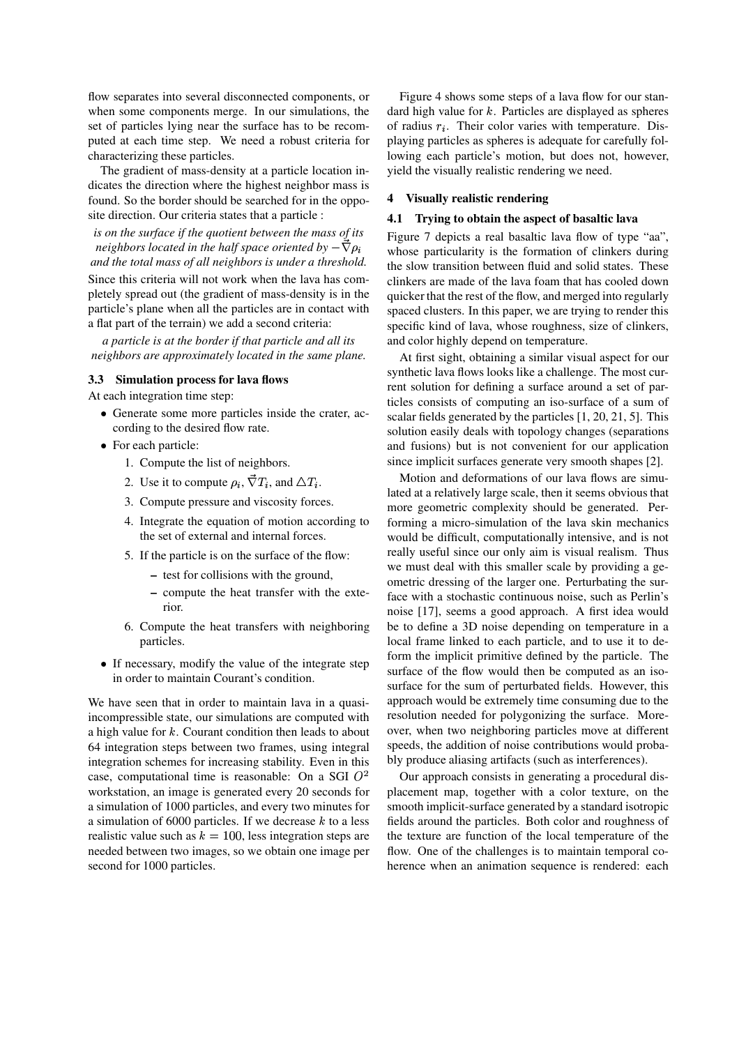flow separates into several disconnected components, or when some components merge. In our simulations, the set of particles lying near the surface has to be recomputed at each time step. We need a robust criteria for characterizing these particles.

The gradient of mass-density at a particle location indicates the direction where the highest neighbor mass is found. So the border should be searched for in the opposite direction. Our criteria states that a particle :

*is on the surface if the quotient between the mass of its neighbors located in the half space oriented by $-\vec{\nabla}\rho_i$ and the total mass of all neighbors is under a threshold.*

Since this criteria will not work when the lava has completely spread out (the gradient of mass-density is in the particle's plane when all the particles are in contact with a flat part of the terrain) we add a second criteria:

*a particle is at the border if that particle and all its neighbors are approximately located in the same plane.*

### 3.3 Simulation process for lava flows

At each integration time step:

- Generate some more particles inside the crater, according to the desired flow rate.
- For each particle:
  1. Compute the list of neighbors.
  2. Use it to compute $\rho_i$, $\vec{\nabla}T_i$, and $\triangle T_i$.
  3. Compute pressure and viscosity forces.
  4. Integrate the equation of motion according to the set of external and internal forces.
  5. If the particle is on the surface of the flow:
     - test for collisions with the ground,
     - compute the heat transfer with the exterior.
  6. Compute the heat transfers with neighboring particles.
- If necessary, modify the value of the integrate step in order to maintain Courant's condition.

We have seen that in order to maintain lava in a quasi-incompressible state, our simulations are computed with a high value for $k$. Courant condition then leads to about 64 integration steps between two frames, using integral integration schemes for increasing stability. Even in this case, computational time is reasonable: On a SGI $O^2$ workstation, an image is generated every 20 seconds for a simulation of 1000 particles, and every two minutes for a simulation of 6000 particles. If we decrease $k$ to a less realistic value such as $k = 100$, less integration steps are needed between two images, so we obtain one image per second for 1000 particles.

Figure 4 shows some steps of a lava flow for our standard high value for $k$. Particles are displayed as spheres of radius $r_i$. Their color varies with temperature. Displaying particles as spheres is adequate for carefully following each particle's motion, but does not, however, yield the visually realistic rendering we need.

## 4 Visually realistic rendering

### 4.1 Trying to obtain the aspect of basaltic lava

Figure 7 depicts a real basaltic lava flow of type "aa", whose particularity is the formation of clinkers during the slow transition between fluid and solid states. These clinkers are made of the lava foam that has cooled down quicker that the rest of the flow, and merged into regularly spaced clusters. In this paper, we are trying to render this specific kind of lava, whose roughness, size of clinkers, and color highly depend on temperature.

At first sight, obtaining a similar visual aspect for our synthetic lava flows looks like a challenge. The most current solution for defining a surface around a set of particles consists of computing an iso-surface of a sum of scalar fields generated by the particles [1, 20, 21, 5]. This solution easily deals with topology changes (separations and fusions) but is not convenient for our application since implicit surfaces generate very smooth shapes [2].

Motion and deformations of our lava flows are simulated at a relatively large scale, then it seems obvious that more geometric complexity should be generated. Performing a micro-simulation of the lava skin mechanics would be difficult, computationally intensive, and is not really useful since our only aim is visual realism. Thus we must deal with this smaller scale by providing a geometric dressing of the larger one. Perturbating the surface with a stochastic continuous noise, such as Perlin's noise [17], seems a good approach. A first idea would be to define a 3D noise depending on temperature in a local frame linked to each particle, and to use it to deform the implicit primitive defined by the particle. The surface of the flow would then be computed as an iso-surface for the sum of perturbated fields. However, this approach would be extremely time consuming due to the resolution needed for polygonizing the surface. Moreover, when two neighboring particles move at different speeds, the addition of noise contributions would probably produce aliasing artifacts (such as interferences).

Our approach consists in generating a procedural displacement map, together with a color texture, on the smooth implicit-surface generated by a standard isotropic fields around the particles. Both color and roughness of the texture are function of the local temperature of the flow. One of the challenges is to maintain temporal coherence when an animation sequence is rendered: each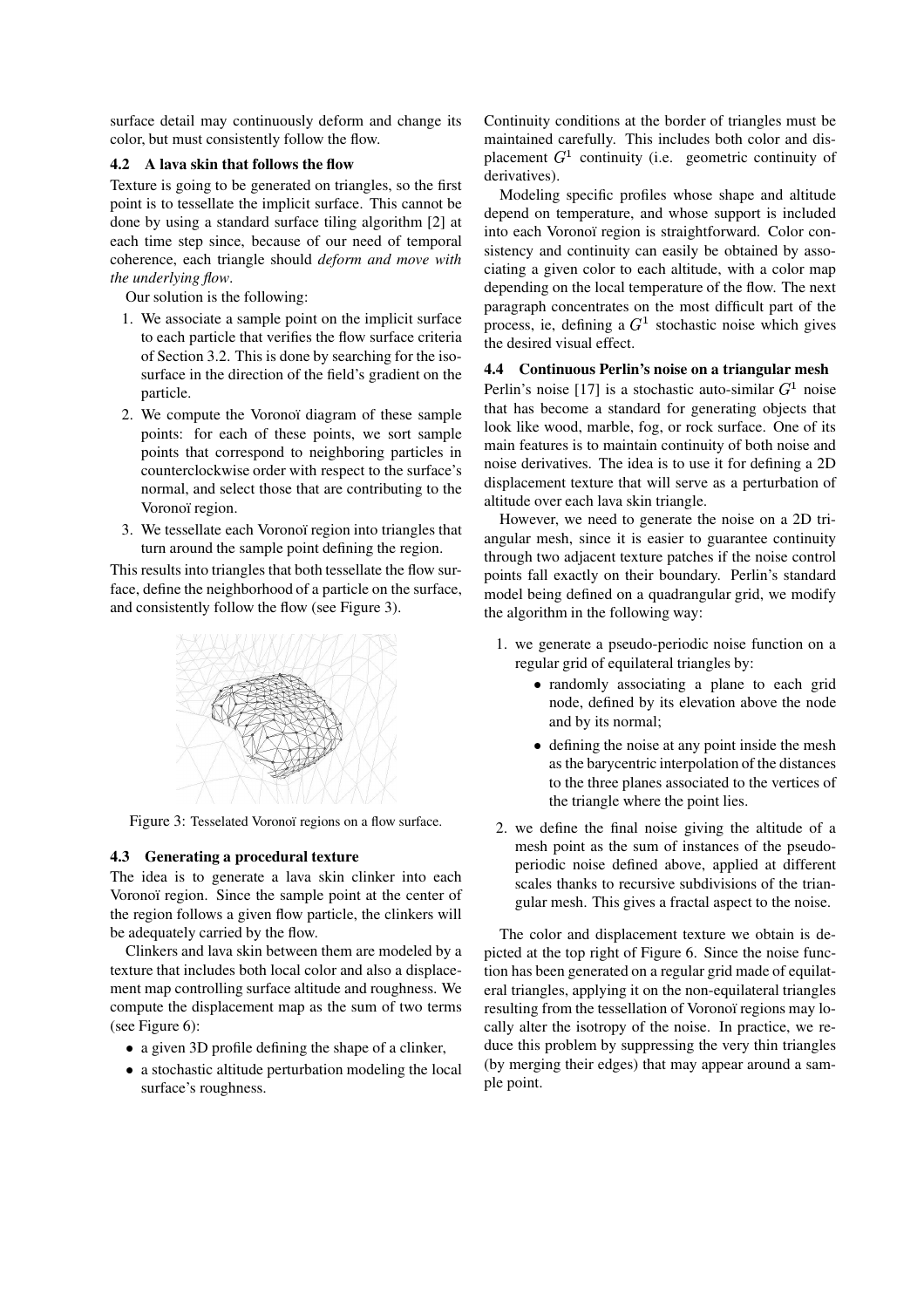surface detail may continuously deform and change its color, but must consistently follow the flow.

### 4.2 A lava skin that follows the flow

Texture is going to be generated on triangles, so the first point is to tessellate the implicit surface. This cannot be done by using a standard surface tiling algorithm [2] at each time step since, because of our need of temporal coherence, each triangle should *deform and move with the underlying flow*.

Our solution is the following:

1. We associate a sample point on the implicit surface to each particle that verifies the flow surface criteria of Section 3.2. This is done by searching for the iso-surface in the direction of the field's gradient on the particle.
2. We compute the Voronoï diagram of these sample points: for each of these points, we sort sample points that correspond to neighboring particles in counterclockwise order with respect to the surface's normal, and select those that are contributing to the Voronoï region.
3. We tessellate each Voronoï region into triangles that turn around the sample point defining the region.

This results into triangles that both tessellate the flow surface, define the neighborhood of a particle on the surface, and consistently follow the flow (see Figure 3).

Figure 3: Tesselated Voronoï regions on a flow surface.

### 4.3 Generating a procedural texture

The idea is to generate a lava skin clinker into each Voronoï region. Since the sample point at the center of the region follows a given flow particle, the clinkers will be adequately carried by the flow.

Clinkers and lava skin between them are modeled by a texture that includes both local color and also a displacement map controlling surface altitude and roughness. We compute the displacement map as the sum of two terms (see Figure 6):

- a given 3D profile defining the shape of a clinker,
- a stochastic altitude perturbation modeling the local surface's roughness.

Continuity conditions at the border of triangles must be maintained carefully. This includes both color and displacement $G^1$ continuity (i.e. geometric continuity of derivatives).

Modeling specific profiles whose shape and altitude depend on temperature, and whose support is included into each Voronoï region is straightforward. Color consistency and continuity can easily be obtained by associating a given color to each altitude, with a color map depending on the local temperature of the flow. The next paragraph concentrates on the most difficult part of the process, ie, defining a $G^1$ stochastic noise which gives the desired visual effect.

### 4.4 Continuous Perlin's noise on a triangular mesh

Perlin's noise [17] is a stochastic auto-similar $G^1$ noise that has become a standard for generating objects that look like wood, marble, fog, or rock surface. One of its main features is to maintain continuity of both noise and noise derivatives. The idea is to use it for defining a 2D displacement texture that will serve as a perturbation of altitude over each lava skin triangle.

However, we need to generate the noise on a 2D triangular mesh, since it is easier to guarantee continuity through two adjacent texture patches if the noise control points fall exactly on their boundary. Perlin's standard model being defined on a quadrangular grid, we modify the algorithm in the following way:

1. we generate a pseudo-periodic noise function on a regular grid of equilateral triangles by:
   - randomly associating a plane to each grid node, defined by its elevation above the node and by its normal;
   - defining the noise at any point inside the mesh as the barycentric interpolation of the distances to the three planes associated to the vertices of the triangle where the point lies.
2. we define the final noise giving the altitude of a mesh point as the sum of instances of the pseudo-periodic noise defined above, applied at different scales thanks to recursive subdivisions of the triangular mesh. This gives a fractal aspect to the noise.

The color and displacement texture we obtain is depicted at the top right of Figure 6. Since the noise function has been generated on a regular grid made of equilateral triangles, applying it on the non-equilateral triangles resulting from the tessellation of Voronoï regions may locally alter the isotropy of the noise. In practice, we reduce this problem by suppressing the very thin triangles (by merging their edges) that may appear around a sample point.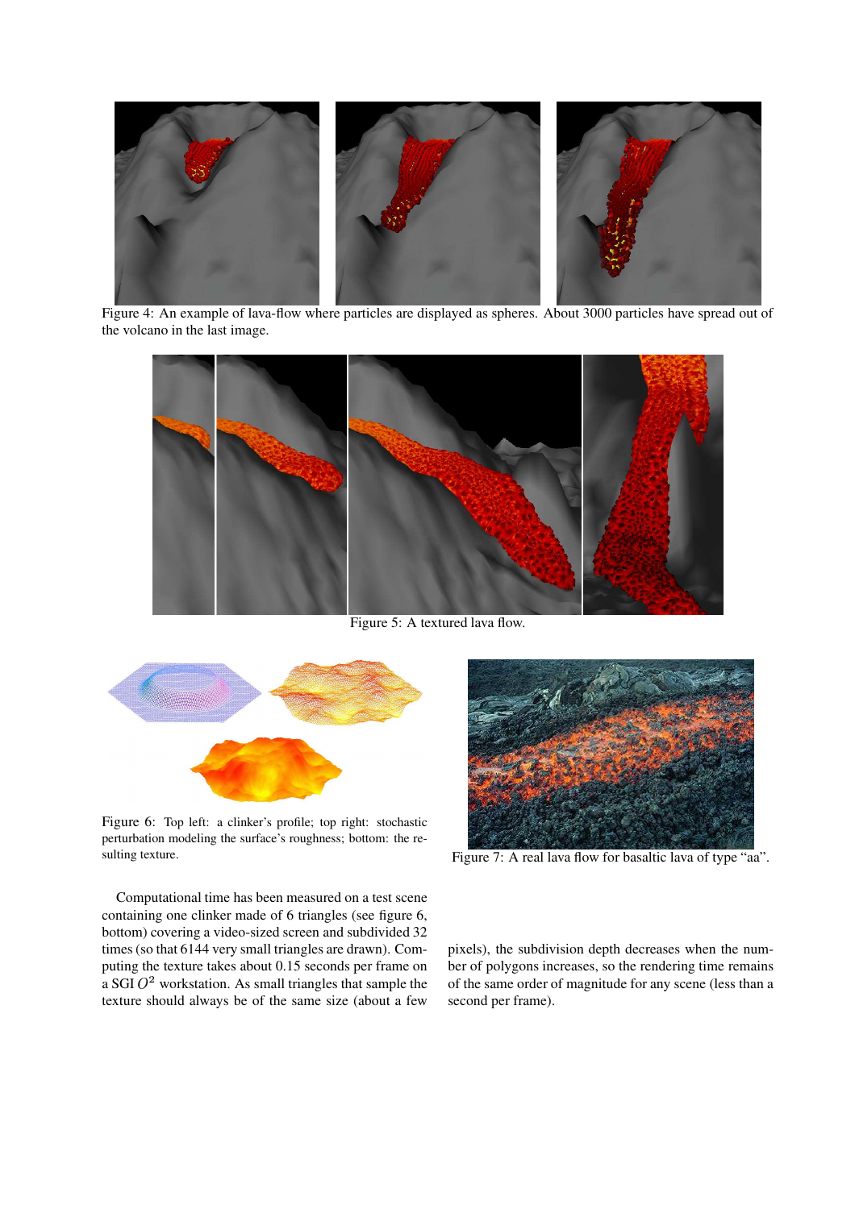Figure 4: An example of lava-flow where particles are displayed as spheres. About 3000 particles have spread out of the volcano in the last image.

Figure 5: A textured lava flow.

Figure 6: Top left: a clinker's profile; top right: stochastic perturbation modeling the surface's roughness; bottom: the resulting texture.

Figure 7: A real lava flow for basaltic lava of type "aa".

Computational time has been measured on a test scene containing one clinker made of 6 triangles (see figure 6, bottom) covering a video-sized screen and subdivided 32 times (so that 6144 very small triangles are drawn). Computing the texture takes about 0.15 seconds per frame on a SGI $O^2$ workstation. As small triangles that sample the texture should always be of the same size (about a few pixels), the subdivision depth decreases when the number of polygons increases, so the rendering time remains of the same order of magnitude for any scene (less than a second per frame).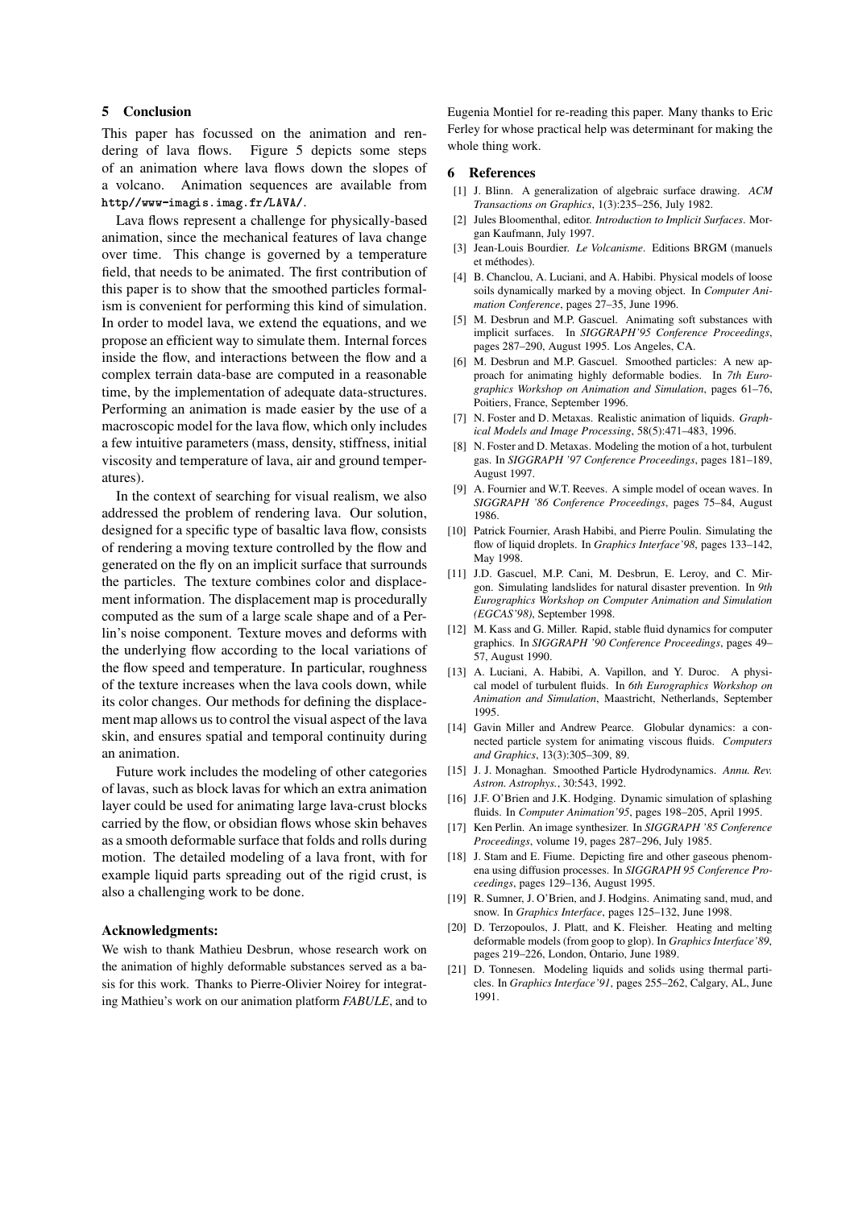## 5 Conclusion

This paper has focussed on the animation and rendering of lava flows. Figure 5 depicts some steps of an animation where lava flows down the slopes of a volcano. Animation sequences are available from `http//www-imagis.imag.fr/LAVA/`.

Lava flows represent a challenge for physically-based animation, since the mechanical features of lava change over time. This change is governed by a temperature field, that needs to be animated. The first contribution of this paper is to show that the smoothed particles formalism is convenient for performing this kind of simulation. In order to model lava, we extend the equations, and we propose an efficient way to simulate them. Internal forces inside the flow, and interactions between the flow and a complex terrain data-base are computed in a reasonable time, by the implementation of adequate data-structures. Performing an animation is made easier by the use of a macroscopic model for the lava flow, which only includes a few intuitive parameters (mass, density, stiffness, initial viscosity and temperature of lava, air and ground temperatures).

In the context of searching for visual realism, we also addressed the problem of rendering lava. Our solution, designed for a specific type of basaltic lava flow, consists of rendering a moving texture controlled by the flow and generated on the fly on an implicit surface that surrounds the particles. The texture combines color and displacement information. The displacement map is procedurally computed as the sum of a large scale shape and of a Perlin's noise component. Texture moves and deforms with the underlying flow according to the local variations of the flow speed and temperature. In particular, roughness of the texture increases when the lava cools down, while its color changes. Our methods for defining the displacement map allows us to control the visual aspect of the lava skin, and ensures spatial and temporal continuity during an animation.

Future work includes the modeling of other categories of lavas, such as block lavas for which an extra animation layer could be used for animating large lava-crust blocks carried by the flow, or obsidian flows whose skin behaves as a smooth deformable surface that folds and rolls during motion. The detailed modeling of a lava front, with for example liquid parts spreading out of the rigid crust, is also a challenging work to be done.

### Acknowledgments:

We wish to thank Mathieu Desbrun, whose research work on the animation of highly deformable substances served as a basis for this work. Thanks to Pierre-Olivier Noirey for integrating Mathieu's work on our animation platform *FABULE*, and to Eugenia Montiel for re-reading this paper. Many thanks to Eric Ferley for whose practical help was determinant for making the whole thing work.

## 6 References

[1] J. Blinn. A generalization of algebraic surface drawing. *ACM Transactions on Graphics*, 1(3):235–256, July 1982.

[2] Jules Bloomenthal, editor. *Introduction to Implicit Surfaces*. Morgan Kaufmann, July 1997.

[3] Jean-Louis Bourdier. *Le Volcanisme*. Editions BRGM (manuels et méthodes).

[4] B. Chanclou, A. Luciani, and A. Habibi. Physical models of loose soils dynamically marked by a moving object. In *Computer Animation Conference*, pages 27–35, June 1996.

[5] M. Desbrun and M.P. Gascuel. Animating soft substances with implicit surfaces. In *SIGGRAPH'95 Conference Proceedings*, pages 287–290, August 1995. Los Angeles, CA.

[6] M. Desbrun and M.P. Gascuel. Smoothed particles: A new approach for animating highly deformable bodies. In *7th Eurographics Workshop on Animation and Simulation*, pages 61–76, Poitiers, France, September 1996.

[7] N. Foster and D. Metaxas. Realistic animation of liquids. *Graphical Models and Image Processing*, 58(5):471–483, 1996.

[8] N. Foster and D. Metaxas. Modeling the motion of a hot, turbulent gas. In *SIGGRAPH '97 Conference Proceedings*, pages 181–189, August 1997.

[9] A. Fournier and W.T. Reeves. A simple model of ocean waves. In *SIGGRAPH '86 Conference Proceedings*, pages 75–84, August 1986.

[10] Patrick Fournier, Arash Habibi, and Pierre Poulin. Simulating the flow of liquid droplets. In *Graphics Interface'98*, pages 133–142, May 1998.

[11] J.D. Gascuel, M.P. Cani, M. Desbrun, E. Leroy, and C. Mirgon. Simulating landslides for natural disaster prevention. In *9th Eurographics Workshop on Computer Animation and Simulation (EGCAS'98)*, September 1998.

[12] M. Kass and G. Miller. Rapid, stable fluid dynamics for computer graphics. In *SIGGRAPH '90 Conference Proceedings*, pages 49–57, August 1990.

[13] A. Luciani, A. Habibi, A. Vapillon, and Y. Duroc. A physical model of turbulent fluids. In *6th Eurographics Workshop on Animation and Simulation*, Maastricht, Netherlands, September 1995.

[14] Gavin Miller and Andrew Pearce. Globular dynamics: a connected particle system for animating viscous fluids. *Computers and Graphics*, 13(3):305–309, 89.

[15] J. J. Monaghan. Smoothed Particle Hydrodynamics. *Annu. Rev. Astron. Astrophys.*, 30:543, 1992.

[16] J.F. O'Brien and J.K. Hodging. Dynamic simulation of splashing fluids. In *Computer Animation'95*, pages 198–205, April 1995.

[17] Ken Perlin. An image synthesizer. In *SIGGRAPH '85 Conference Proceedings*, volume 19, pages 287–296, July 1985.

[18] J. Stam and E. Fiume. Depicting fire and other gaseous phenomena using diffusion processes. In *SIGGRAPH 95 Conference Proceedings*, pages 129–136, August 1995.

[19] R. Sumner, J. O'Brien, and J. Hodgins. Animating sand, mud, and snow. In *Graphics Interface*, pages 125–132, June 1998.

[20] D. Terzopoulos, J. Platt, and K. Fleisher. Heating and melting deformable models (from goop to glop). In *Graphics Interface'89*, pages 219–226, London, Ontario, June 1989.

[21] D. Tonnesen. Modeling liquids and solids using thermal particles. In *Graphics Interface'91*, pages 255–262, Calgary, AL, June 1991.